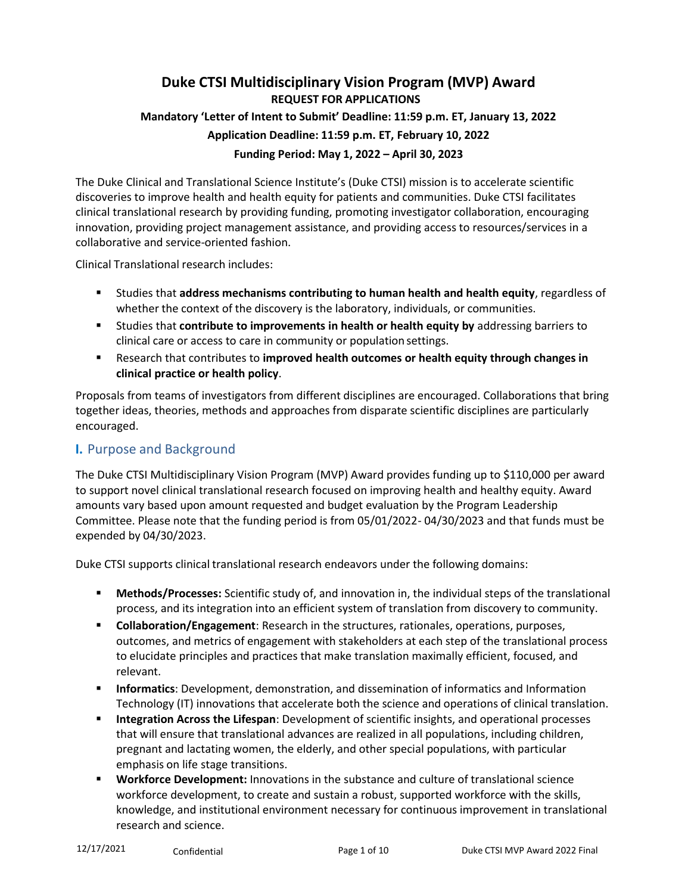# Duke CTSI Multidisciplinary Vision Program (MVP) Award

**REQUEST FOR APPLICATIONS**

**Mandatory 'Letter of Intent to Submit' Deadline: 11:59 p.m. ET, January 13, 2022**

**Application Deadline: 11:59 p.m. ET, February 10, 2022**

**Funding Period: May 1, 2022 – April 30, 2023**

The Duke Clinical and Translational Science Institute's (Duke CTSI) mission is to accelerate scientific discoveries to improve health and health equity for patients and communities. Duke CTSI facilitates clinical translational research by providing funding, promoting investigator collaboration, encouraging innovation, providing project management assistance, and providing access to resources/services in a collaborative and service-oriented fashion.

Clinical Translational research includes:

- Studies that **address mechanisms contributing to human health and health equity**, regardless of whether the context of the discovery is the laboratory, individuals, or communities.
- Studies that **contribute to improvements in health or health equity by** addressing barriers to clinical care or access to care in community or population settings.
- Research that contributes to **improved health outcomes or health equity through changes in clinical practice or health policy**.

Proposals from teams of investigators from different disciplines are encouraged. Collaborations that bring together ideas, theories, methods and approaches from disparate scientific disciplines are particularly encouraged.

## I. Purpose and Background

The Duke CTSI Multidisciplinary Vision Program (MVP) Award provides funding up to $110,000 per award to support novel clinical translational research focused on improving health and healthy equity. Award amounts vary based upon amount requested and budget evaluation by the Program Leadership Committee. Please note that the funding period is from 05/01/2022- 04/30/2023 and that funds must be expended by 04/30/2023.

Duke CTSI supports clinical translational research endeavors under the following domains:

- **Methods/Processes:** Scientific study of, and innovation in, the individual steps of the translational process, and its integration into an efficient system of translation from discovery to community.
- **Collaboration/Engagement**: Research in the structures, rationales, operations, purposes, outcomes, and metrics of engagement with stakeholders at each step of the translational process to elucidate principles and practices that make translation maximally efficient, focused, and relevant.
- **Informatics**: Development, demonstration, and dissemination of informatics and Information Technology (IT) innovations that accelerate both the science and operations of clinical translation.
- **Integration Across the Lifespan**: Development of scientific insights, and operational processes that will ensure that translational advances are realized in all populations, including children, pregnant and lactating women, the elderly, and other special populations, with particular emphasis on life stage transitions.
- **Workforce Development:** Innovations in the substance and culture of translational science workforce development, to create and sustain a robust, supported workforce with the skills, knowledge, and institutional environment necessary for continuous improvement in translational research and science.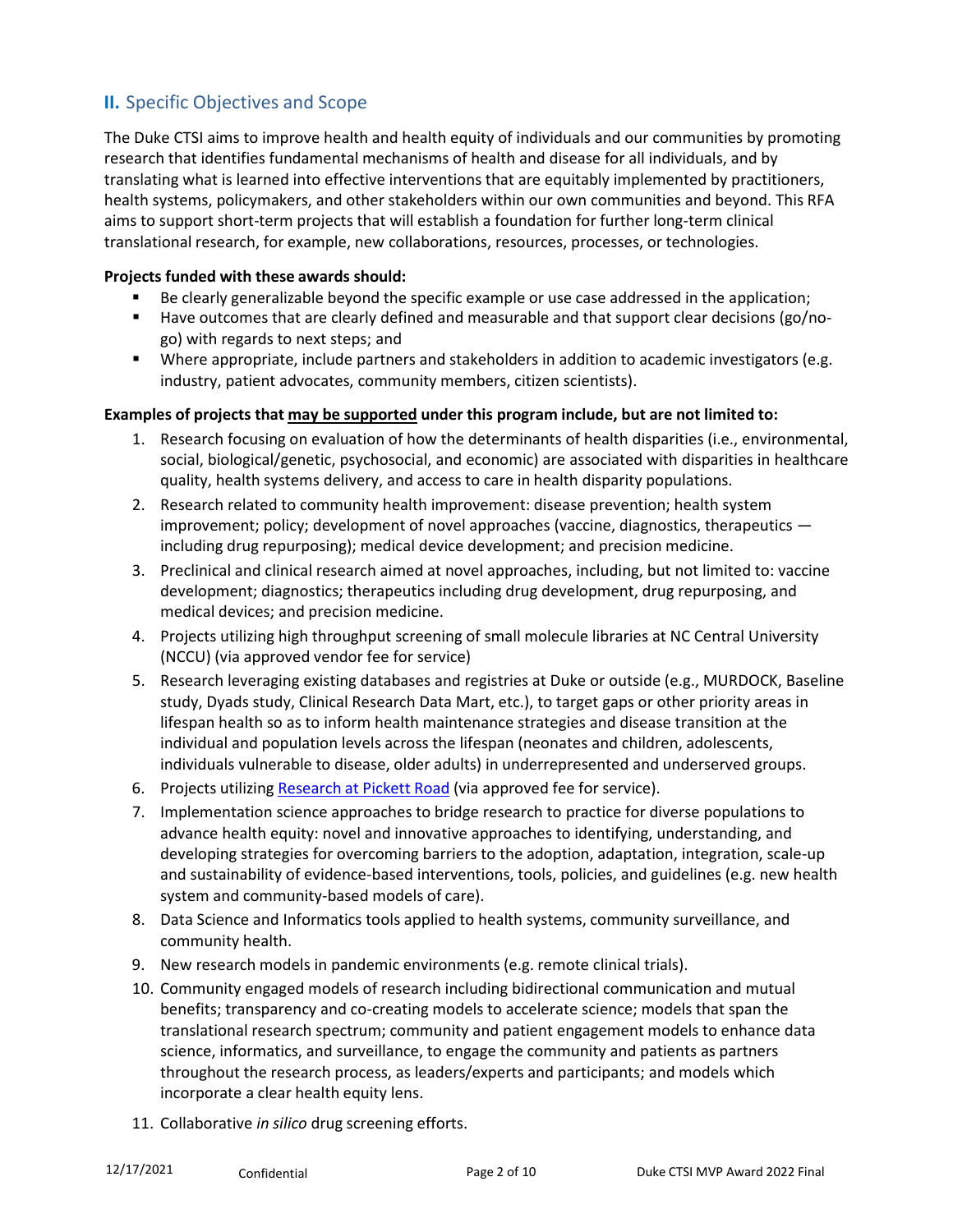## II. Specific Objectives and Scope

The Duke CTSI aims to improve health and health equity of individuals and our communities by promoting research that identifies fundamental mechanisms of health and disease for all individuals, and by translating what is learned into effective interventions that are equitably implemented by practitioners, health systems, policymakers, and other stakeholders within our own communities and beyond. This RFA aims to support short-term projects that will establish a foundation for further long-term clinical translational research, for example, new collaborations, resources, processes, or technologies.

**Projects funded with these awards should:**

- Be clearly generalizable beyond the specific example or use case addressed in the application;
- Have outcomes that are clearly defined and measurable and that support clear decisions (go/no-go) with regards to next steps; and
- Where appropriate, include partners and stakeholders in addition to academic investigators (e.g. industry, patient advocates, community members, citizen scientists).

**Examples of projects that <u>may be supported</u> under this program include, but are not limited to:**

1. Research focusing on evaluation of how the determinants of health disparities (i.e., environmental, social, biological/genetic, psychosocial, and economic) are associated with disparities in healthcare quality, health systems delivery, and access to care in health disparity populations.
2. Research related to community health improvement: disease prevention; health system improvement; policy; development of novel approaches (vaccine, diagnostics, therapeutics — including drug repurposing); medical device development; and precision medicine.
3. Preclinical and clinical research aimed at novel approaches, including, but not limited to: vaccine development; diagnostics; therapeutics including drug development, drug repurposing, and medical devices; and precision medicine.
4. Projects utilizing high throughput screening of small molecule libraries at NC Central University (NCCU) (via approved vendor fee for service)
5. Research leveraging existing databases and registries at Duke or outside (e.g., MURDOCK, Baseline study, Dyads study, Clinical Research Data Mart, etc.), to target gaps or other priority areas in lifespan health so as to inform health maintenance strategies and disease transition at the individual and population levels across the lifespan (neonates and children, adolescents, individuals vulnerable to disease, older adults) in underrepresented and underserved groups.
6. Projects utilizing Research at Pickett Road (via approved fee for service).
7. Implementation science approaches to bridge research to practice for diverse populations to advance health equity: novel and innovative approaches to identifying, understanding, and developing strategies for overcoming barriers to the adoption, adaptation, integration, scale-up and sustainability of evidence-based interventions, tools, policies, and guidelines (e.g. new health system and community-based models of care).
8. Data Science and Informatics tools applied to health systems, community surveillance, and community health.
9. New research models in pandemic environments (e.g. remote clinical trials).
10. Community engaged models of research including bidirectional communication and mutual benefits; transparency and co-creating models to accelerate science; models that span the translational research spectrum; community and patient engagement models to enhance data science, informatics, and surveillance, to engage the community and patients as partners throughout the research process, as leaders/experts and participants; and models which incorporate a clear health equity lens.
11. Collaborative *in silico* drug screening efforts.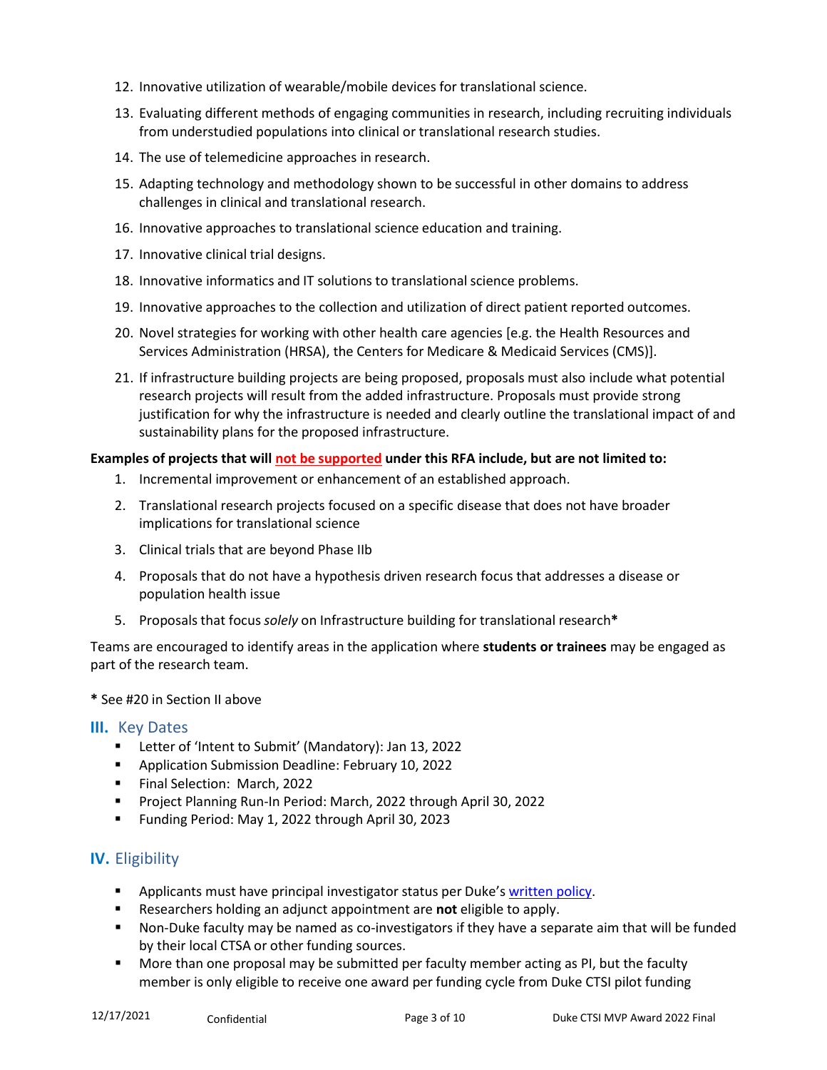12. Innovative utilization of wearable/mobile devices for translational science.
13. Evaluating different methods of engaging communities in research, including recruiting individuals from understudied populations into clinical or translational research studies.
14. The use of telemedicine approaches in research.
15. Adapting technology and methodology shown to be successful in other domains to address challenges in clinical and translational research.
16. Innovative approaches to translational science education and training.
17. Innovative clinical trial designs.
18. Innovative informatics and IT solutions to translational science problems.
19. Innovative approaches to the collection and utilization of direct patient reported outcomes.
20. Novel strategies for working with other health care agencies [e.g. the Health Resources and Services Administration (HRSA), the Centers for Medicare & Medicaid Services (CMS)].
21. If infrastructure building projects are being proposed, proposals must also include what potential research projects will result from the added infrastructure. Proposals must provide strong justification for why the infrastructure is needed and clearly outline the translational impact of and sustainability plans for the proposed infrastructure.

**Examples of projects that will not be supported under this RFA include, but are not limited to:**

1. Incremental improvement or enhancement of an established approach.
2. Translational research projects focused on a specific disease that does not have broader implications for translational science
3. Clinical trials that are beyond Phase IIb
4. Proposals that do not have a hypothesis driven research focus that addresses a disease or population health issue
5. Proposals that focus *solely* on Infrastructure building for translational research**\***

Teams are encouraged to identify areas in the application where **students or trainees** may be engaged as part of the research team.

**\*** See #20 in Section II above

## III. Key Dates

- Letter of 'Intent to Submit' (Mandatory): Jan 13, 2022
- Application Submission Deadline: February 10, 2022
- Final Selection: March, 2022
- Project Planning Run-In Period: March, 2022 through April 30, 2022
- Funding Period: May 1, 2022 through April 30, 2023

## IV. Eligibility

- Applicants must have principal investigator status per Duke's written policy.
- Researchers holding an adjunct appointment are **not** eligible to apply.
- Non-Duke faculty may be named as co-investigators if they have a separate aim that will be funded by their local CTSA or other funding sources.
- More than one proposal may be submitted per faculty member acting as PI, but the faculty member is only eligible to receive one award per funding cycle from Duke CTSI pilot funding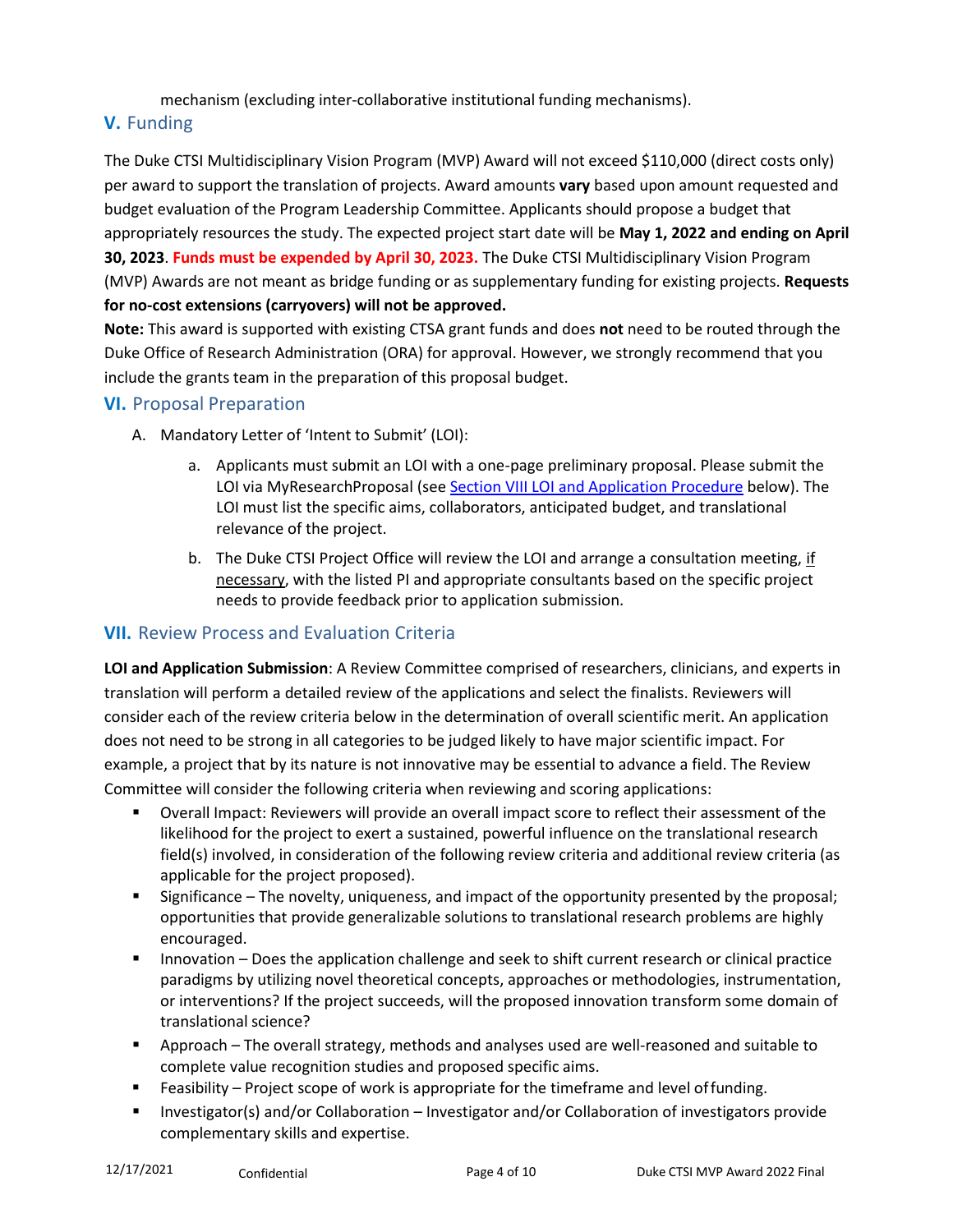mechanism (excluding inter-collaborative institutional funding mechanisms).

## V. Funding

The Duke CTSI Multidisciplinary Vision Program (MVP) Award will not exceed $110,000 (direct costs only) per award to support the translation of projects. Award amounts **vary** based upon amount requested and budget evaluation of the Program Leadership Committee. Applicants should propose a budget that appropriately resources the study. The expected project start date will be **May 1, 2022 and ending on April 30, 2023**. **Funds must be expended by April 30, 2023.** The Duke CTSI Multidisciplinary Vision Program (MVP) Awards are not meant as bridge funding or as supplementary funding for existing projects. **Requests for no-cost extensions (carryovers) will not be approved.**

**Note:** This award is supported with existing CTSA grant funds and does **not** need to be routed through the Duke Office of Research Administration (ORA) for approval. However, we strongly recommend that you include the grants team in the preparation of this proposal budget.

## VI. Proposal Preparation

A. Mandatory Letter of 'Intent to Submit' (LOI):

   a. Applicants must submit an LOI with a one-page preliminary proposal. Please submit the LOI via MyResearchProposal (see Section VIII LOI and Application Procedure below). The LOI must list the specific aims, collaborators, anticipated budget, and translational relevance of the project.

   b. The Duke CTSI Project Office will review the LOI and arrange a consultation meeting, if necessary, with the listed PI and appropriate consultants based on the specific project needs to provide feedback prior to application submission.

## VII. Review Process and Evaluation Criteria

**LOI and Application Submission**: A Review Committee comprised of researchers, clinicians, and experts in translation will perform a detailed review of the applications and select the finalists. Reviewers will consider each of the review criteria below in the determination of overall scientific merit. An application does not need to be strong in all categories to be judged likely to have major scientific impact. For example, a project that by its nature is not innovative may be essential to advance a field. The Review Committee will consider the following criteria when reviewing and scoring applications:

- Overall Impact: Reviewers will provide an overall impact score to reflect their assessment of the likelihood for the project to exert a sustained, powerful influence on the translational research field(s) involved, in consideration of the following review criteria and additional review criteria (as applicable for the project proposed).
- Significance – The novelty, uniqueness, and impact of the opportunity presented by the proposal; opportunities that provide generalizable solutions to translational research problems are highly encouraged.
- Innovation – Does the application challenge and seek to shift current research or clinical practice paradigms by utilizing novel theoretical concepts, approaches or methodologies, instrumentation, or interventions? If the project succeeds, will the proposed innovation transform some domain of translational science?
- Approach – The overall strategy, methods and analyses used are well-reasoned and suitable to complete value recognition studies and proposed specific aims.
- Feasibility – Project scope of work is appropriate for the timeframe and level of funding.
- Investigator(s) and/or Collaboration – Investigator and/or Collaboration of investigators provide complementary skills and expertise.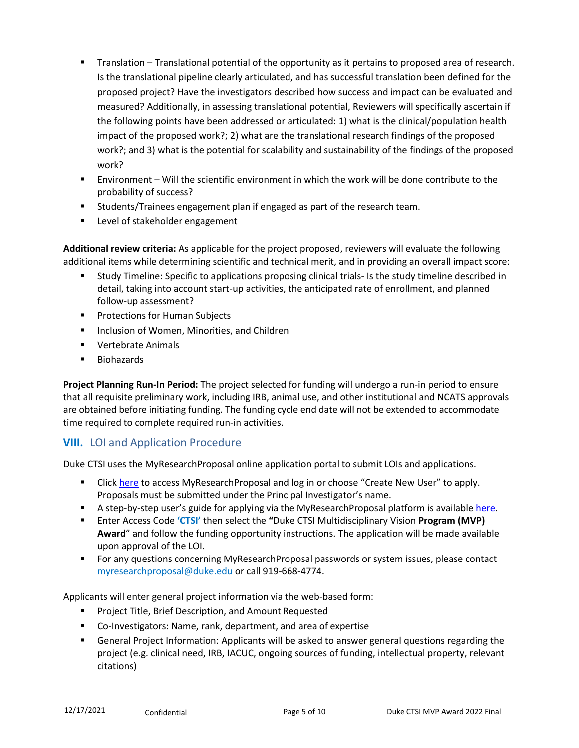- Translation – Translational potential of the opportunity as it pertains to proposed area of research. Is the translational pipeline clearly articulated, and has successful translation been defined for the proposed project? Have the investigators described how success and impact can be evaluated and measured? Additionally, in assessing translational potential, Reviewers will specifically ascertain if the following points have been addressed or articulated: 1) what is the clinical/population health impact of the proposed work?; 2) what are the translational research findings of the proposed work?; and 3) what is the potential for scalability and sustainability of the findings of the proposed work?
- Environment – Will the scientific environment in which the work will be done contribute to the probability of success?
- Students/Trainees engagement plan if engaged as part of the research team.
- Level of stakeholder engagement

**Additional review criteria:** As applicable for the project proposed, reviewers will evaluate the following additional items while determining scientific and technical merit, and in providing an overall impact score:

- Study Timeline: Specific to applications proposing clinical trials- Is the study timeline described in detail, taking into account start-up activities, the anticipated rate of enrollment, and planned follow-up assessment?
- Protections for Human Subjects
- Inclusion of Women, Minorities, and Children
- Vertebrate Animals
- Biohazards

**Project Planning Run-In Period:** The project selected for funding will undergo a run-in period to ensure that all requisite preliminary work, including IRB, animal use, and other institutional and NCATS approvals are obtained before initiating funding. The funding cycle end date will not be extended to accommodate time required to complete required run-in activities.

## VIII. LOI and Application Procedure

Duke CTSI uses the MyResearchProposal online application portal to submit LOIs and applications.

- Click here to access MyResearchProposal and log in or choose "Create New User" to apply. Proposals must be submitted under the Principal Investigator's name.
- A step-by-step user's guide for applying via the MyResearchProposal platform is available here.
- Enter Access Code **'CTSI'** then select the **"**Duke CTSI Multidisciplinary Vision **Program (MVP) Award**" and follow the funding opportunity instructions. The application will be made available upon approval of the LOI.
- For any questions concerning MyResearchProposal passwords or system issues, please contact myresearchproposal@duke.edu or call 919-668-4774.

Applicants will enter general project information via the web-based form:

- Project Title, Brief Description, and Amount Requested
- Co-Investigators: Name, rank, department, and area of expertise
- General Project Information: Applicants will be asked to answer general questions regarding the project (e.g. clinical need, IRB, IACUC, ongoing sources of funding, intellectual property, relevant citations)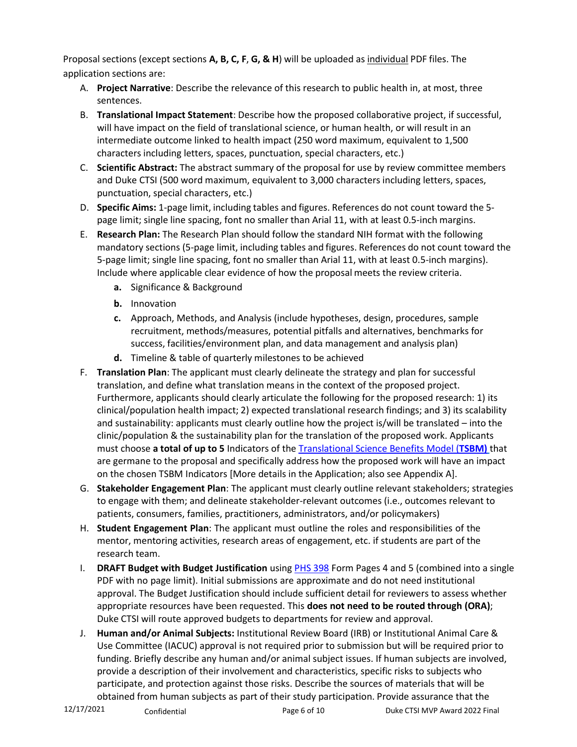Proposal sections (except sections **A, B, C, F**, **G, & H**) will be uploaded as individual PDF files. The application sections are:

A. **Project Narrative**: Describe the relevance of this research to public health in, at most, three sentences.

B. **Translational Impact Statement**: Describe how the proposed collaborative project, if successful, will have impact on the field of translational science, or human health, or will result in an intermediate outcome linked to health impact (250 word maximum, equivalent to 1,500 characters including letters, spaces, punctuation, special characters, etc.)

C. **Scientific Abstract:** The abstract summary of the proposal for use by review committee members and Duke CTSI (500 word maximum, equivalent to 3,000 characters including letters, spaces, punctuation, special characters, etc.)

D. **Specific Aims:** 1-page limit, including tables and figures. References do not count toward the 5-page limit; single line spacing, font no smaller than Arial 11, with at least 0.5-inch margins.

E. **Research Plan:** The Research Plan should follow the standard NIH format with the following mandatory sections (5-page limit, including tables and figures. References do not count toward the 5-page limit; single line spacing, font no smaller than Arial 11, with at least 0.5-inch margins). Include where applicable clear evidence of how the proposal meets the review criteria.
   - **a.** Significance & Background
   - **b.** Innovation
   - **c.** Approach, Methods, and Analysis (include hypotheses, design, procedures, sample recruitment, methods/measures, potential pitfalls and alternatives, benchmarks for success, facilities/environment plan, and data management and analysis plan)
   - **d.** Timeline & table of quarterly milestones to be achieved

F. **Translation Plan**: The applicant must clearly delineate the strategy and plan for successful translation, and define what translation means in the context of the proposed project. Furthermore, applicants should clearly articulate the following for the proposed research: 1) its clinical/population health impact; 2) expected translational research findings; and 3) its scalability and sustainability: applicants must clearly outline how the project is/will be translated – into the clinic/population & the sustainability plan for the translation of the proposed work. Applicants must choose **a total of up to 5** Indicators of the Translational Science Benefits Model (**TSBM)** that are germane to the proposal and specifically address how the proposed work will have an impact on the chosen TSBM Indicators [More details in the Application; also see Appendix A].

G. **Stakeholder Engagement Plan**: The applicant must clearly outline relevant stakeholders; strategies to engage with them; and delineate stakeholder-relevant outcomes (i.e., outcomes relevant to patients, consumers, families, practitioners, administrators, and/or policymakers)

H. **Student Engagement Plan**: The applicant must outline the roles and responsibilities of the mentor, mentoring activities, research areas of engagement, etc. if students are part of the research team.

I. **DRAFT Budget with Budget Justification** using PHS 398 Form Pages 4 and 5 (combined into a single PDF with no page limit). Initial submissions are approximate and do not need institutional approval. The Budget Justification should include sufficient detail for reviewers to assess whether appropriate resources have been requested. This **does not need to be routed through (ORA)**; Duke CTSI will route approved budgets to departments for review and approval.

J. **Human and/or Animal Subjects:** Institutional Review Board (IRB) or Institutional Animal Care & Use Committee (IACUC) approval is not required prior to submission but will be required prior to funding. Briefly describe any human and/or animal subject issues. If human subjects are involved, provide a description of their involvement and characteristics, specific risks to subjects who participate, and protection against those risks. Describe the sources of materials that will be obtained from human subjects as part of their study participation. Provide assurance that the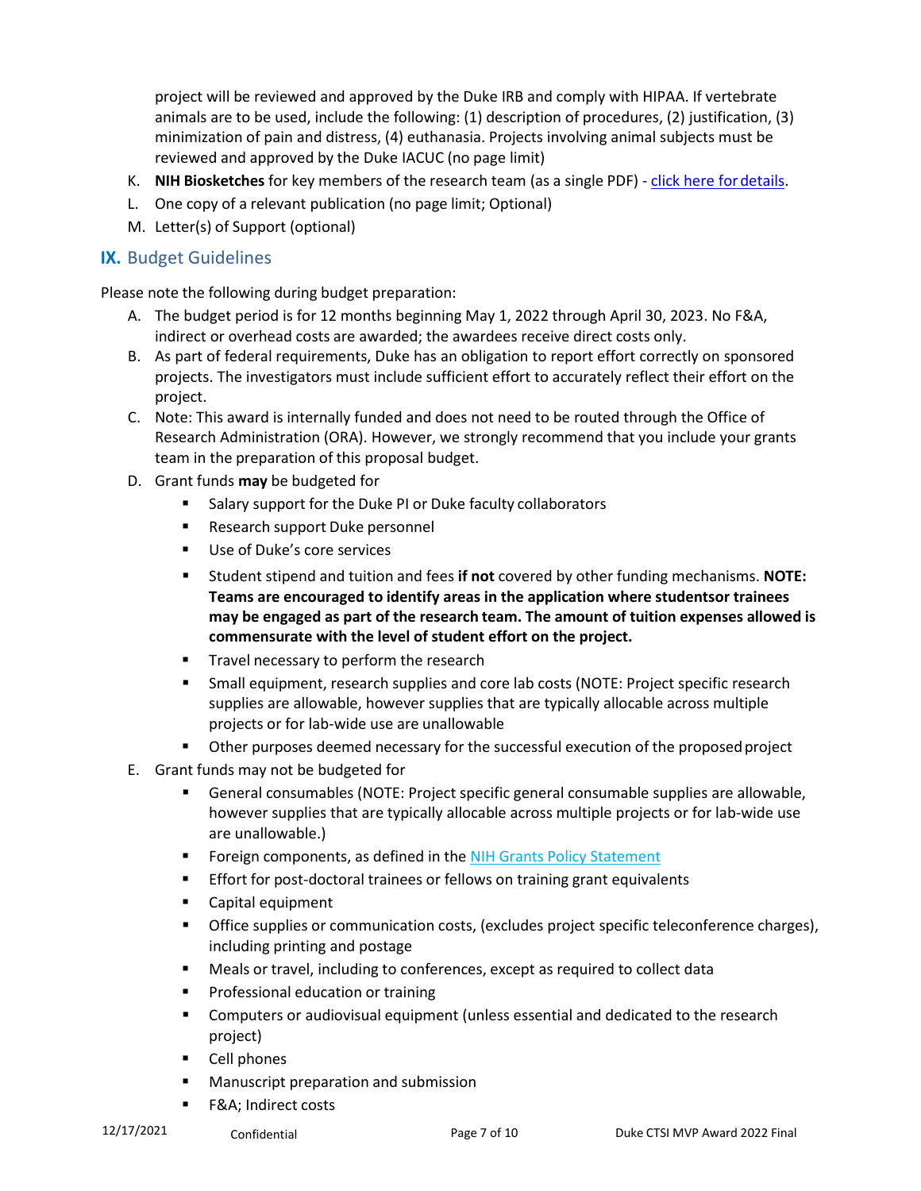project will be reviewed and approved by the Duke IRB and comply with HIPAA. If vertebrate animals are to be used, include the following: (1) description of procedures, (2) justification, (3) minimization of pain and distress, (4) euthanasia. Projects involving animal subjects must be reviewed and approved by the Duke IACUC (no page limit)

K. **NIH Biosketches** for key members of the research team (as a single PDF) - click here for details.
L. One copy of a relevant publication (no page limit; Optional)
M. Letter(s) of Support (optional)

## IX. Budget Guidelines

Please note the following during budget preparation:

A. The budget period is for 12 months beginning May 1, 2022 through April 30, 2023. No F&A, indirect or overhead costs are awarded; the awardees receive direct costs only.
B. As part of federal requirements, Duke has an obligation to report effort correctly on sponsored projects. The investigators must include sufficient effort to accurately reflect their effort on the project.
C. Note: This award is internally funded and does not need to be routed through the Office of Research Administration (ORA). However, we strongly recommend that you include your grants team in the preparation of this proposal budget.
D. Grant funds **may** be budgeted for
   - Salary support for the Duke PI or Duke faculty collaborators
   - Research support Duke personnel
   - Use of Duke's core services
   - Student stipend and tuition and fees **if not** covered by other funding mechanisms. **NOTE: Teams are encouraged to identify areas in the application where studentsor trainees may be engaged as part of the research team. The amount of tuition expenses allowed is commensurate with the level of student effort on the project.**
   - Travel necessary to perform the research
   - Small equipment, research supplies and core lab costs (NOTE: Project specific research supplies are allowable, however supplies that are typically allocable across multiple projects or for lab-wide use are unallowable
   - Other purposes deemed necessary for the successful execution of the proposed project
E. Grant funds may not be budgeted for
   - General consumables (NOTE: Project specific general consumable supplies are allowable, however supplies that are typically allocable across multiple projects or for lab-wide use are unallowable.)
   - Foreign components, as defined in the NIH Grants Policy Statement
   - Effort for post-doctoral trainees or fellows on training grant equivalents
   - Capital equipment
   - Office supplies or communication costs, (excludes project specific teleconference charges), including printing and postage
   - Meals or travel, including to conferences, except as required to collect data
   - Professional education or training
   - Computers or audiovisual equipment (unless essential and dedicated to the research project)
   - Cell phones
   - Manuscript preparation and submission
   - F&A; Indirect costs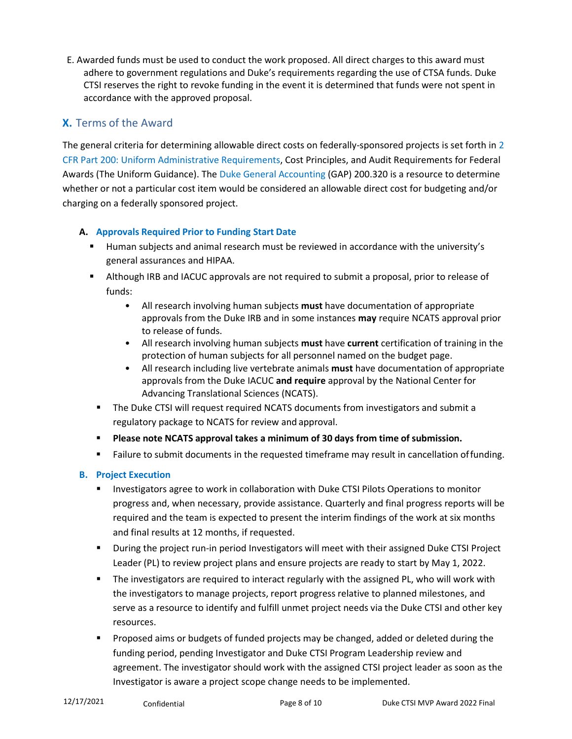E. Awarded funds must be used to conduct the work proposed. All direct charges to this award must adhere to government regulations and Duke's requirements regarding the use of CTSA funds. Duke CTSI reserves the right to revoke funding in the event it is determined that funds were not spent in accordance with the approved proposal.

## X. Terms of the Award

The general criteria for determining allowable direct costs on federally-sponsored projects is set forth in 2 CFR Part 200: Uniform Administrative Requirements, Cost Principles, and Audit Requirements for Federal Awards (The Uniform Guidance). The Duke General Accounting (GAP) 200.320 is a resource to determine whether or not a particular cost item would be considered an allowable direct cost for budgeting and/or charging on a federally sponsored project.

### A. Approvals Required Prior to Funding Start Date

- Human subjects and animal research must be reviewed in accordance with the university's general assurances and HIPAA.
- Although IRB and IACUC approvals are not required to submit a proposal, prior to release of funds:
  - All research involving human subjects **must** have documentation of appropriate approvals from the Duke IRB and in some instances **may** require NCATS approval prior to release of funds.
  - All research involving human subjects **must** have **current** certification of training in the protection of human subjects for all personnel named on the budget page.
  - All research including live vertebrate animals **must** have documentation of appropriate approvals from the Duke IACUC **and require** approval by the National Center for Advancing Translational Sciences (NCATS).
- The Duke CTSI will request required NCATS documents from investigators and submit a regulatory package to NCATS for review and approval.
- **Please note NCATS approval takes a minimum of 30 days from time of submission.**
- Failure to submit documents in the requested timeframe may result in cancellation of funding.

### B. Project Execution

- Investigators agree to work in collaboration with Duke CTSI Pilots Operations to monitor progress and, when necessary, provide assistance. Quarterly and final progress reports will be required and the team is expected to present the interim findings of the work at six months and final results at 12 months, if requested.
- During the project run-in period Investigators will meet with their assigned Duke CTSI Project Leader (PL) to review project plans and ensure projects are ready to start by May 1, 2022.
- The investigators are required to interact regularly with the assigned PL, who will work with the investigators to manage projects, report progress relative to planned milestones, and serve as a resource to identify and fulfill unmet project needs via the Duke CTSI and other key resources.
- Proposed aims or budgets of funded projects may be changed, added or deleted during the funding period, pending Investigator and Duke CTSI Program Leadership review and agreement. The investigator should work with the assigned CTSI project leader as soon as the Investigator is aware a project scope change needs to be implemented.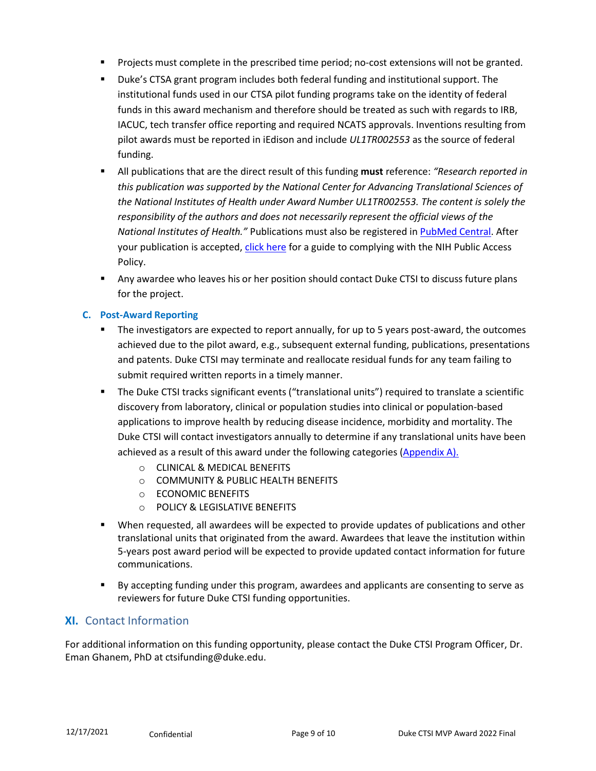- Projects must complete in the prescribed time period; no-cost extensions will not be granted.
- Duke's CTSA grant program includes both federal funding and institutional support. The institutional funds used in our CTSA pilot funding programs take on the identity of federal funds in this award mechanism and therefore should be treated as such with regards to IRB, IACUC, tech transfer office reporting and required NCATS approvals. Inventions resulting from pilot awards must be reported in iEdison and include *UL1TR002553* as the source of federal funding.
- All publications that are the direct result of this funding **must** reference: *"Research reported in this publication was supported by the National Center for Advancing Translational Sciences of the National Institutes of Health under Award Number UL1TR002553. The content is solely the responsibility of the authors and does not necessarily represent the official views of the National Institutes of Health."* Publications must also be registered in [PubMed Central](). After your publication is accepted, [click here]() for a guide to complying with the NIH Public Access Policy.
- Any awardee who leaves his or her position should contact Duke CTSI to discuss future plans for the project.

### C. Post-Award Reporting

- The investigators are expected to report annually, for up to 5 years post-award, the outcomes achieved due to the pilot award, e.g., subsequent external funding, publications, presentations and patents. Duke CTSI may terminate and reallocate residual funds for any team failing to submit required written reports in a timely manner.
- The Duke CTSI tracks significant events ("translational units") required to translate a scientific discovery from laboratory, clinical or population studies into clinical or population-based applications to improve health by reducing disease incidence, morbidity and mortality. The Duke CTSI will contact investigators annually to determine if any translational units have been achieved as a result of this award under the following categories ([Appendix A).]())
  - CLINICAL & MEDICAL BENEFITS
  - COMMUNITY & PUBLIC HEALTH BENEFITS
  - ECONOMIC BENEFITS
  - POLICY & LEGISLATIVE BENEFITS
- When requested, all awardees will be expected to provide updates of publications and other translational units that originated from the award. Awardees that leave the institution within 5-years post award period will be expected to provide updated contact information for future communications.
- By accepting funding under this program, awardees and applicants are consenting to serve as reviewers for future Duke CTSI funding opportunities.

## XI. Contact Information

For additional information on this funding opportunity, please contact the Duke CTSI Program Officer, Dr. Eman Ghanem, PhD at ctsifunding@duke.edu.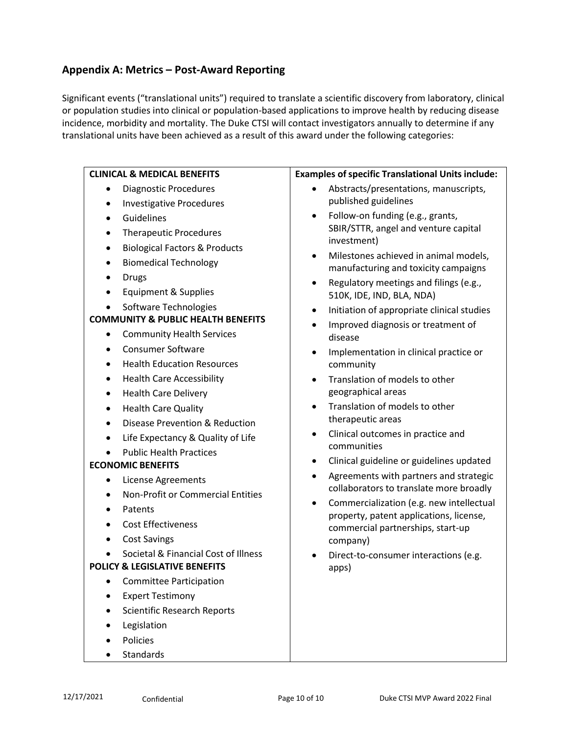## Appendix A: Metrics – Post-Award Reporting

Significant events ("translational units") required to translate a scientific discovery from laboratory, clinical or population studies into clinical or population-based applications to improve health by reducing disease incidence, morbidity and mortality. The Duke CTSI will contact investigators annually to determine if any translational units have been achieved as a result of this award under the following categories:

| **CLINICAL & MEDICAL BENEFITS** | **Examples of specific Translational Units include:** |
| --- | --- |
| • Diagnostic Procedures<br>• Investigative Procedures<br>• Guidelines<br>• Therapeutic Procedures<br>• Biological Factors & Products<br>• Biomedical Technology<br>• Drugs<br>• Equipment & Supplies<br>• Software Technologies<br>**COMMUNITY & PUBLIC HEALTH BENEFITS**<br>• Community Health Services<br>• Consumer Software<br>• Health Education Resources<br>• Health Care Accessibility<br>• Health Care Delivery<br>• Health Care Quality<br>• Disease Prevention & Reduction<br>• Life Expectancy & Quality of Life<br>• Public Health Practices<br>**ECONOMIC BENEFITS**<br>• License Agreements<br>• Non-Profit or Commercial Entities<br>• Patents<br>• Cost Effectiveness<br>• Cost Savings<br>• Societal & Financial Cost of Illness<br>**POLICY & LEGISLATIVE BENEFITS**<br>• Committee Participation<br>• Expert Testimony<br>• Scientific Research Reports<br>• Legislation<br>• Policies<br>• Standards | • Abstracts/presentations, manuscripts, published guidelines<br>• Follow-on funding (e.g., grants, SBIR/STTR, angel and venture capital investment)<br>• Milestones achieved in animal models, manufacturing and toxicity campaigns<br>• Regulatory meetings and filings (e.g., 510K, IDE, IND, BLA, NDA)<br>• Initiation of appropriate clinical studies<br>• Improved diagnosis or treatment of disease<br>• Implementation in clinical practice or community<br>• Translation of models to other geographical areas<br>• Translation of models to other therapeutic areas<br>• Clinical outcomes in practice and communities<br>• Clinical guideline or guidelines updated<br>• Agreements with partners and strategic collaborators to translate more broadly<br>• Commercialization (e.g. new intellectual property, patent applications, license, commercial partnerships, start-up company)<br>• Direct-to-consumer interactions (e.g. apps) |